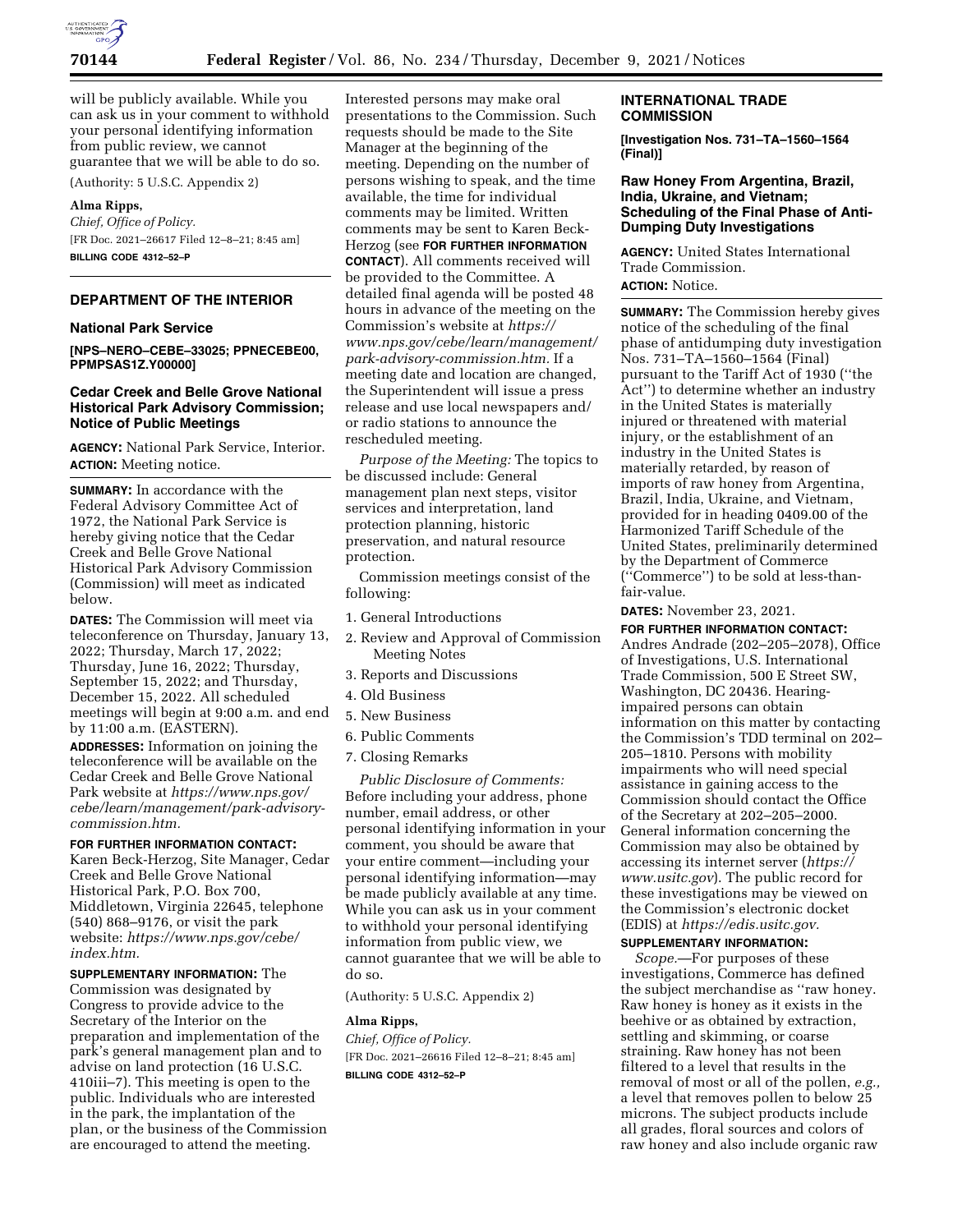will be publicly available. While you can ask us in your comment to withhold your personal identifying information from public review, we cannot guarantee that we will be able to do so.

(Authority: 5 U.S.C. Appendix 2)

**Alma Ripps,**

*Chief, Office of Policy.*

[FR Doc. 2021–26617 Filed 12–8–21; 8:45 am]

**BILLING CODE 4312–52–P**

## DEPARTMENT OF THE INTERIOR

### National Park Service

**[NPS–NERO–CEBE–33025; PPNECEBE00, PPMPSAS1Z.Y00000]**

### Cedar Creek and Belle Grove National Historical Park Advisory Commission; Notice of Public Meetings

**AGENCY:** National Park Service, Interior.

**ACTION:** Meeting notice.

**SUMMARY:** In accordance with the Federal Advisory Committee Act of 1972, the National Park Service is hereby giving notice that the Cedar Creek and Belle Grove National Historical Park Advisory Commission (Commission) will meet as indicated below.

**DATES:** The Commission will meet via teleconference on Thursday, January 13, 2022; Thursday, March 17, 2022; Thursday, June 16, 2022; Thursday, September 15, 2022; and Thursday, December 15, 2022. All scheduled meetings will begin at 9:00 a.m. and end by 11:00 a.m. (EASTERN).

**ADDRESSES:** Information on joining the teleconference will be available on the Cedar Creek and Belle Grove National Park website at *https://www.nps.gov/cebe/learn/management/park-advisory-commission.htm.*

**FOR FURTHER INFORMATION CONTACT:** Karen Beck-Herzog, Site Manager, Cedar Creek and Belle Grove National Historical Park, P.O. Box 700, Middletown, Virginia 22645, telephone (540) 868–9176, or visit the park website: *https://www.nps.gov/cebe/index.htm.*

**SUPPLEMENTARY INFORMATION:** The Commission was designated by Congress to provide advice to the Secretary of the Interior on the preparation and implementation of the park's general management plan and to advise on land protection (16 U.S.C. 410iii–7). This meeting is open to the public. Individuals who are interested in the park, the implantation of the plan, or the business of the Commission are encouraged to attend the meeting. Interested persons may make oral presentations to the Commission. Such requests should be made to the Site Manager at the beginning of the meeting. Depending on the number of persons wishing to speak, and the time available, the time for individual comments may be limited. Written comments may be sent to Karen Beck-Herzog (see **FOR FURTHER INFORMATION CONTACT**). All comments received will be provided to the Committee. A detailed final agenda will be posted 48 hours in advance of the meeting on the Commission's website at *https://www.nps.gov/cebe/learn/management/park-advisory-commission.htm.* If a meeting date and location are changed, the Superintendent will issue a press release and use local newspapers and/or radio stations to announce the rescheduled meeting.

*Purpose of the Meeting:* The topics to be discussed include: General management plan next steps, visitor services and interpretation, land protection planning, historic preservation, and natural resource protection.

Commission meetings consist of the following:

1. General Introductions
2. Review and Approval of Commission Meeting Notes
3. Reports and Discussions
4. Old Business
5. New Business
6. Public Comments
7. Closing Remarks

*Public Disclosure of Comments:* Before including your address, phone number, email address, or other personal identifying information in your comment, you should be aware that your entire comment—including your personal identifying information—may be made publicly available at any time. While you can ask us in your comment to withhold your personal identifying information from public view, we cannot guarantee that we will be able to do so.

(Authority: 5 U.S.C. Appendix 2)

**Alma Ripps,**

*Chief, Office of Policy.*

[FR Doc. 2021–26616 Filed 12–8–21; 8:45 am]

**BILLING CODE 4312–52–P**

## INTERNATIONAL TRADE COMMISSION

**[Investigation Nos. 731–TA–1560–1564 (Final)]**

### Raw Honey From Argentina, Brazil, India, Ukraine, and Vietnam; Scheduling of the Final Phase of Anti-Dumping Duty Investigations

**AGENCY:** United States International Trade Commission.

**ACTION:** Notice.

**SUMMARY:** The Commission hereby gives notice of the scheduling of the final phase of antidumping duty investigation Nos. 731–TA–1560–1564 (Final) pursuant to the Tariff Act of 1930 (''the Act'') to determine whether an industry in the United States is materially injured or threatened with material injury, or the establishment of an industry in the United States is materially retarded, by reason of imports of raw honey from Argentina, Brazil, India, Ukraine, and Vietnam, provided for in heading 0409.00 of the Harmonized Tariff Schedule of the United States, preliminarily determined by the Department of Commerce (''Commerce'') to be sold at less-than-fair-value.

**DATES:** November 23, 2021.

**FOR FURTHER INFORMATION CONTACT:** Andres Andrade (202–205–2078), Office of Investigations, U.S. International Trade Commission, 500 E Street SW, Washington, DC 20436. Hearing-impaired persons can obtain information on this matter by contacting the Commission's TDD terminal on 202–205–1810. Persons with mobility impairments who will need special assistance in gaining access to the Commission should contact the Office of the Secretary at 202–205–2000. General information concerning the Commission may also be obtained by accessing its internet server (*https://www.usitc.gov*). The public record for these investigations may be viewed on the Commission's electronic docket (EDIS) at *https://edis.usitc.gov.*

**SUPPLEMENTARY INFORMATION:**

*Scope.*—For purposes of these investigations, Commerce has defined the subject merchandise as ''raw honey. Raw honey is honey as it exists in the beehive or as obtained by extraction, settling and skimming, or coarse straining. Raw honey has not been filtered to a level that results in the removal of most or all of the pollen, *e.g.,* a level that removes pollen to below 25 microns. The subject products include all grades, floral sources and colors of raw honey and also include organic raw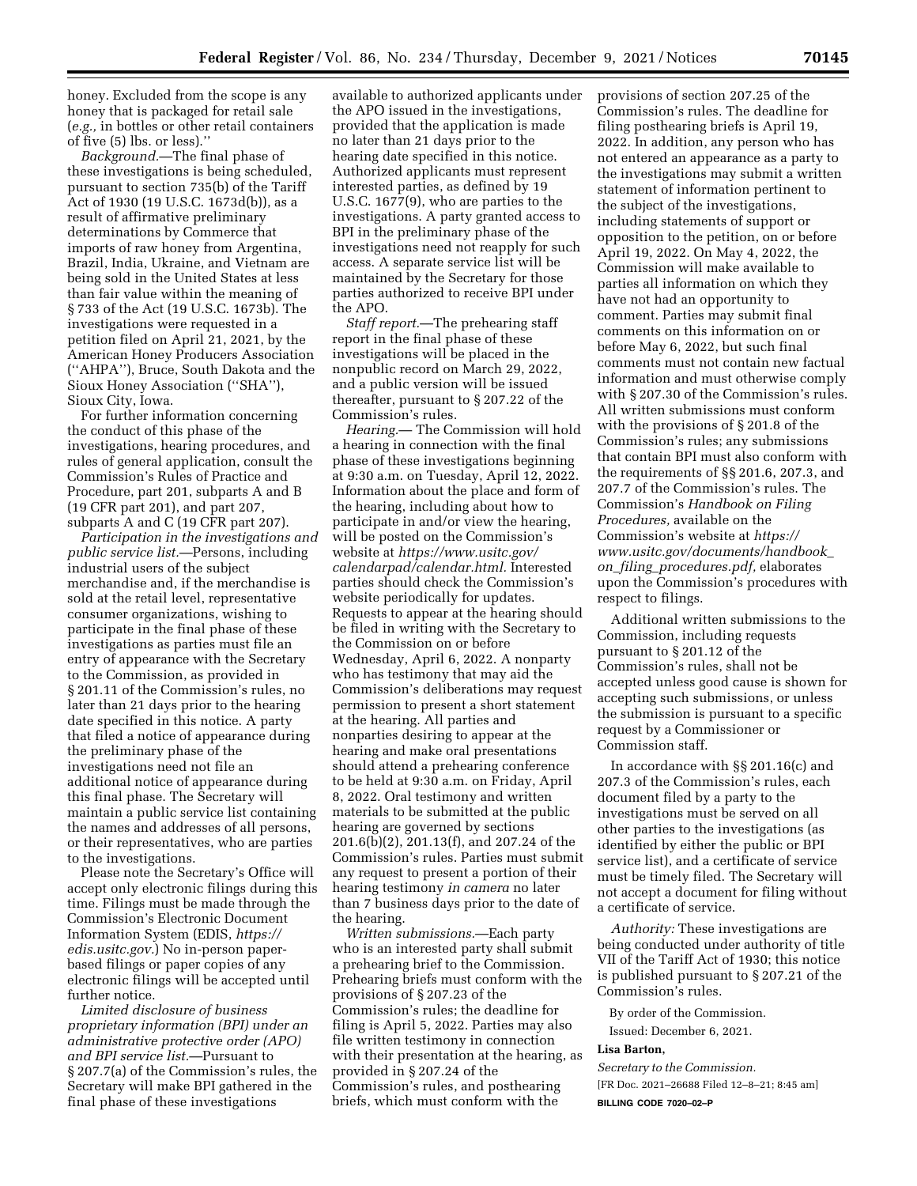honey. Excluded from the scope is any honey that is packaged for retail sale (*e.g.,* in bottles or other retail containers of five (5) lbs. or less).''

*Background.*—The final phase of these investigations is being scheduled, pursuant to section 735(b) of the Tariff Act of 1930 (19 U.S.C. 1673d(b)), as a result of affirmative preliminary determinations by Commerce that imports of raw honey from Argentina, Brazil, India, Ukraine, and Vietnam are being sold in the United States at less than fair value within the meaning of § 733 of the Act (19 U.S.C. 1673b). The investigations were requested in a petition filed on April 21, 2021, by the American Honey Producers Association (''AHPA''), Bruce, South Dakota and the Sioux Honey Association (''SHA''), Sioux City, Iowa.

For further information concerning the conduct of this phase of the investigations, hearing procedures, and rules of general application, consult the Commission's Rules of Practice and Procedure, part 201, subparts A and B (19 CFR part 201), and part 207, subparts A and C (19 CFR part 207).

*Participation in the investigations and public service list.*—Persons, including industrial users of the subject merchandise and, if the merchandise is sold at the retail level, representative consumer organizations, wishing to participate in the final phase of these investigations as parties must file an entry of appearance with the Secretary to the Commission, as provided in § 201.11 of the Commission's rules, no later than 21 days prior to the hearing date specified in this notice. A party that filed a notice of appearance during the preliminary phase of the investigations need not file an additional notice of appearance during this final phase. The Secretary will maintain a public service list containing the names and addresses of all persons, or their representatives, who are parties to the investigations.

Please note the Secretary's Office will accept only electronic filings during this time. Filings must be made through the Commission's Electronic Document Information System (EDIS, *https://edis.usitc.gov.*) No in-person paper-based filings or paper copies of any electronic filings will be accepted until further notice.

*Limited disclosure of business proprietary information (BPI) under an administrative protective order (APO) and BPI service list.*—Pursuant to § 207.7(a) of the Commission's rules, the Secretary will make BPI gathered in the final phase of these investigations available to authorized applicants under the APO issued in the investigations, provided that the application is made no later than 21 days prior to the hearing date specified in this notice. Authorized applicants must represent interested parties, as defined by 19 U.S.C. 1677(9), who are parties to the investigations. A party granted access to BPI in the preliminary phase of the investigations need not reapply for such access. A separate service list will be maintained by the Secretary for those parties authorized to receive BPI under the APO.

*Staff report.*—The prehearing staff report in the final phase of these investigations will be placed in the nonpublic record on March 29, 2022, and a public version will be issued thereafter, pursuant to § 207.22 of the Commission's rules.

*Hearing.*— The Commission will hold a hearing in connection with the final phase of these investigations beginning at 9:30 a.m. on Tuesday, April 12, 2022. Information about the place and form of the hearing, including about how to participate in and/or view the hearing, will be posted on the Commission's website at *https://www.usitc.gov/calendarpad/calendar.html.* Interested parties should check the Commission's website periodically for updates. Requests to appear at the hearing should be filed in writing with the Secretary to the Commission on or before Wednesday, April 6, 2022. A nonparty who has testimony that may aid the Commission's deliberations may request permission to present a short statement at the hearing. All parties and nonparties desiring to appear at the hearing and make oral presentations should attend a prehearing conference to be held at 9:30 a.m. on Friday, April 8, 2022. Oral testimony and written materials to be submitted at the public hearing are governed by sections 201.6(b)(2), 201.13(f), and 207.24 of the Commission's rules. Parties must submit any request to present a portion of their hearing testimony *in camera* no later than 7 business days prior to the date of the hearing.

*Written submissions.*—Each party who is an interested party shall submit a prehearing brief to the Commission. Prehearing briefs must conform with the provisions of § 207.23 of the Commission's rules; the deadline for filing is April 5, 2022. Parties may also file written testimony in connection with their presentation at the hearing, as provided in § 207.24 of the Commission's rules, and posthearing briefs, which must conform with the provisions of section 207.25 of the Commission's rules. The deadline for filing posthearing briefs is April 19, 2022. In addition, any person who has not entered an appearance as a party to the investigations may submit a written statement of information pertinent to the subject of the investigations, including statements of support or opposition to the petition, on or before April 19, 2022. On May 4, 2022, the Commission will make available to parties all information on which they have not had an opportunity to comment. Parties may submit final comments on this information on or before May 6, 2022, but such final comments must not contain new factual information and must otherwise comply with § 207.30 of the Commission's rules. All written submissions must conform with the provisions of § 201.8 of the Commission's rules; any submissions that contain BPI must also conform with the requirements of §§ 201.6, 207.3, and 207.7 of the Commission's rules. The Commission's *Handbook on Filing Procedures,* available on the Commission's website at *https://www.usitc.gov/documents/handbook_on_filing_procedures.pdf,* elaborates upon the Commission's procedures with respect to filings.

Additional written submissions to the Commission, including requests pursuant to § 201.12 of the Commission's rules, shall not be accepted unless good cause is shown for accepting such submissions, or unless the submission is pursuant to a specific request by a Commissioner or Commission staff.

In accordance with §§ 201.16(c) and 207.3 of the Commission's rules, each document filed by a party to the investigations must be served on all other parties to the investigations (as identified by either the public or BPI service list), and a certificate of service must be timely filed. The Secretary will not accept a document for filing without a certificate of service.

*Authority:* These investigations are being conducted under authority of title VII of the Tariff Act of 1930; this notice is published pursuant to § 207.21 of the Commission's rules.

By order of the Commission.

Issued: December 6, 2021.

**Lisa Barton,**

*Secretary to the Commission.*

[FR Doc. 2021–26688 Filed 12–8–21; 8:45 am]

**BILLING CODE 7020–02–P**